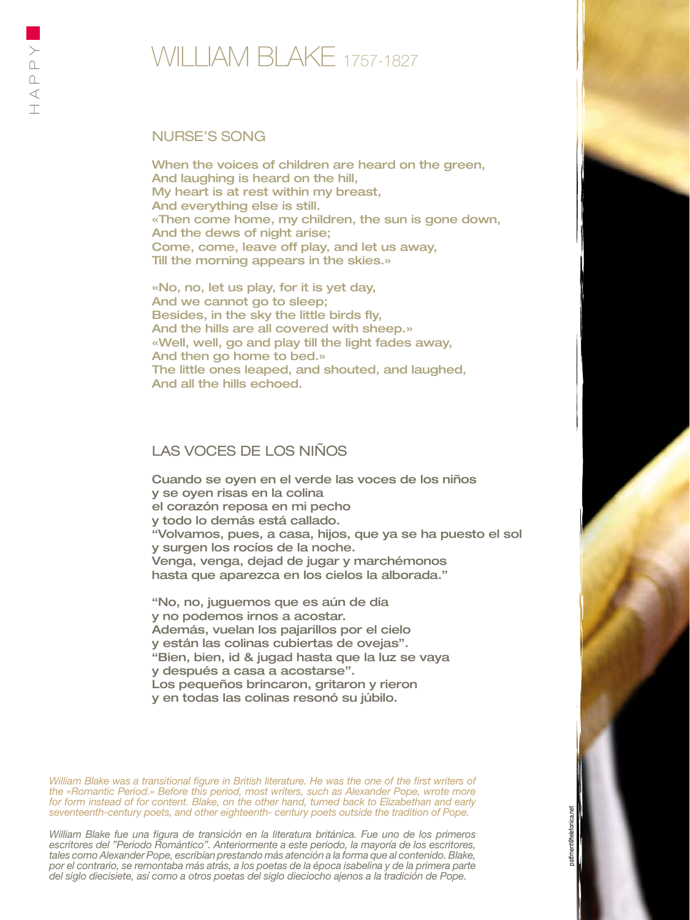# WILLIAM BLAKE 1757-1827

## NURSE'S SONG

When the voices of children are heard on the green,
And laughing is heard on the hill,
My heart is at rest within my breast,
And everything else is still.
«Then come home, my children, the sun is gone down,
And the dews of night arise;
Come, come, leave off play, and let us away,
Till the morning appears in the skies.»

«No, no, let us play, for it is yet day,
And we cannot go to sleep;
Besides, in the sky the little birds fly,
And the hills are all covered with sheep.»
«Well, well, go and play till the light fades away,
And then go home to bed.»
The little ones leaped, and shouted, and laughed,
And all the hills echoed.

## LAS VOCES DE LOS NIÑOS

Cuando se oyen en el verde las voces de los niños
y se oyen risas en la colina
el corazón reposa en mi pecho
y todo lo demás está callado.
"Volvamos, pues, a casa, hijos, que ya se ha puesto el sol
y surgen los rocíos de la noche.
Venga, venga, dejad de jugar y marchémonos
hasta que aparezca en los cielos la alborada."

"No, no, juguemos que es aún de día
y no podemos irnos a acostar.
Además, vuelan los pajarillos por el cielo
y están las colinas cubiertas de ovejas".
"Bien, bien, id & jugad hasta que la luz se vaya
y después a casa a acostarse".
Los pequeños brincaron, gritaron y rieron
y en todas las colinas resonó su júbilo.

*William Blake was a transitional figure in British literature. He was the one of the first writers of the «Romantic Period.» Before this period, most writers, such as Alexander Pope, wrote more for form instead of for content. Blake, on the other hand, turned back to Elizabethan and early seventeenth-century poets, and other eighteenth- century poets outside the tradition of Pope.*

*William Blake fue una figura de transición en la literatura británica. Fue uno de los primeros escritores del "Periodo Romántico". Anteriormente a este periodo, la mayoría de los escritores, tales como Alexander Pope, escribían prestando más atención a la forma que al contenido. Blake, por el contrario, se remontaba más atrás, a los poetas de la época isabelina y de la primera parte del siglo diecisiete, así como a otros poetas del siglo dieciocho ajenos a la tradición de Pope.*